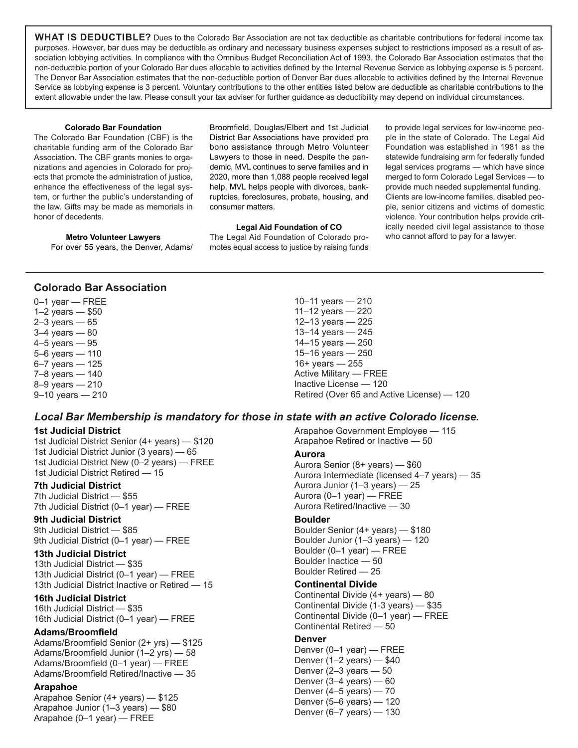**WHAT IS DEDUCTIBLE?** Dues to the Colorado Bar Association are not tax deductible as charitable contributions for federal income tax purposes. However, bar dues may be deductible as ordinary and necessary business expenses subject to restrictions imposed as a result of association lobbying activities. In compliance with the Omnibus Budget Reconciliation Act of 1993, the Colorado Bar Association estimates that the non-deductible portion of your Colorado Bar dues allocable to activities defined by the Internal Revenue Service as lobbying expense is 5 percent. The Denver Bar Association estimates that the non-deductible portion of Denver Bar dues allocable to activities defined by the Internal Revenue Service as lobbying expense is 3 percent. Voluntary contributions to the other entities listed below are deductible as charitable contributions to the extent allowable under the law. Please consult your tax adviser for further guidance as deductibility may depend on individual circumstances.

**Colorado Bar Foundation**

The Colorado Bar Foundation (CBF) is the charitable funding arm of the Colorado Bar Association. The CBF grants monies to organizations and agencies in Colorado for projects that promote the administration of justice, enhance the effectiveness of the legal system, or further the public's understanding of the law. Gifts may be made as memorials in honor of decedents.

**Metro Volunteer Lawyers**

For over 55 years, the Denver, Adams/Broomfield, Douglas/Elbert and 1st Judicial District Bar Associations have provided pro bono assistance through Metro Volunteer Lawyers to those in need. Despite the pandemic, MVL continues to serve families and in 2020, more than 1,088 people received legal help. MVL helps people with divorces, bankruptcies, foreclosures, probate, housing, and consumer matters.

**Legal Aid Foundation of CO**

The Legal Aid Foundation of Colorado promotes equal access to justice by raising funds to provide legal services for low-income people in the state of Colorado. The Legal Aid Foundation was established in 1981 as the statewide fundraising arm for federally funded legal services programs — which have since merged to form Colorado Legal Services — to provide much needed supplemental funding. Clients are low-income families, disabled people, senior citizens and victims of domestic violence. Your contribution helps provide critically needed civil legal assistance to those who cannot afford to pay for a lawyer.

## Colorado Bar Association

0–1 year — FREE
1–2 years — $50
2–3 years — 65
3–4 years — 80
4–5 years — 95
5–6 years — 110
6–7 years — 125
7–8 years — 140
8–9 years — 210
9–10 years — 210
10–11 years — 210
11–12 years — 220
12–13 years — 225
13–14 years — 245
14–15 years — 250
15–16 years — 250
16+ years — 255
Active Military — FREE
Inactive License — 120
Retired (Over 65 and Active License) — 120

***Local Bar Membership is mandatory for those in state with an active Colorado license.***

### 1st Judicial District

1st Judicial District Senior (4+ years) — $120
1st Judicial District Junior (3 years) — 65
1st Judicial District New (0–2 years) — FREE
1st Judicial District Retired — 15

### 7th Judicial District

7th Judicial District — $55
7th Judicial District (0–1 year) — FREE

### 9th Judicial District

9th Judicial District — $85
9th Judicial District (0–1 year) — FREE

### 13th Judicial District

13th Judicial District — $35
13th Judicial District (0–1 year) — FREE
13th Judicial District Inactive or Retired — 15

### 16th Judicial District

16th Judicial District — $35
16th Judicial District (0–1 year) — FREE

### Adams/Broomfield

Adams/Broomfield Senior (2+ yrs) — $125
Adams/Broomfield Junior (1–2 yrs) — 58
Adams/Broomfield (0–1 year) — FREE
Adams/Broomfield Retired/Inactive — 35

### Arapahoe

Arapahoe Senior (4+ years) — $125
Arapahoe Junior (1–3 years) — $80
Arapahoe (0–1 year) — FREE
Arapahoe Government Employee — 115
Arapahoe Retired or Inactive — 50

### Aurora

Aurora Senior (8+ years) — $60
Aurora Intermediate (licensed 4–7 years) — 35
Aurora Junior (1–3 years) — 25
Aurora (0–1 year) — FREE
Aurora Retired/Inactive — 30

### Boulder

Boulder Senior (4+ years) — $180
Boulder Junior (1–3 years) — 120
Boulder (0–1 year) — FREE
Boulder Inactice — 50
Boulder Retired — 25

### Continental Divide

Continental Divide (4+ years) — 80
Continental Divide (1-3 years) — $35
Continental Divide (0–1 year) — FREE
Continental Retired — 50

### Denver

Denver (0–1 year) — FREE
Denver (1–2 years) — $40
Denver (2–3 years — 50
Denver (3–4 years) — 60
Denver (4–5 years) — 70
Denver (5–6 years) — 120
Denver (6–7 years) — 130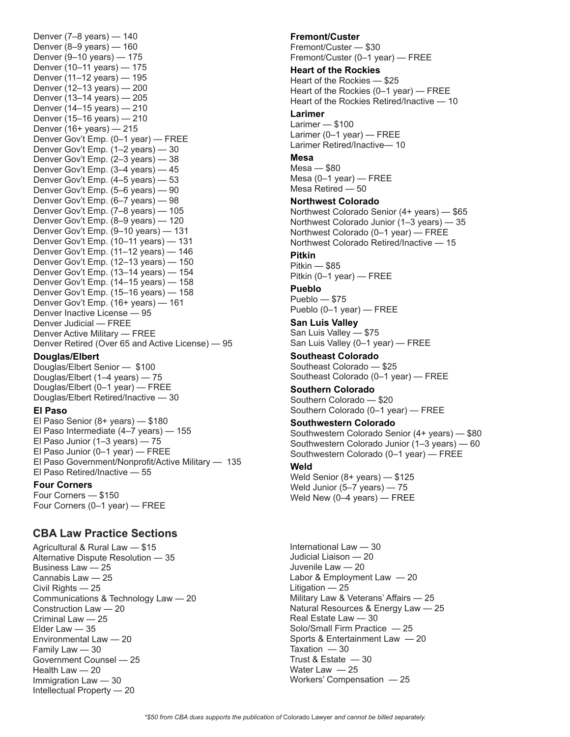Denver (7–8 years) — 140
Denver (8–9 years) — 160
Denver (9–10 years) — 175
Denver (10–11 years) — 175
Denver (11–12 years) — 195
Denver (12–13 years) — 200
Denver (13–14 years) — 205
Denver (14–15 years) — 210
Denver (15–16 years) — 210
Denver (16+ years) — 215
Denver Gov't Emp. (0–1 year) — FREE
Denver Gov't Emp. (1–2 years) — 30
Denver Gov't Emp. (2–3 years) — 38
Denver Gov't Emp. (3–4 years) — 45
Denver Gov't Emp. (4–5 years) — 53
Denver Gov't Emp. (5–6 years) — 90
Denver Gov't Emp. (6–7 years) — 98
Denver Gov't Emp. (7–8 years) — 105
Denver Gov't Emp. (8–9 years) — 120
Denver Gov't Emp. (9–10 years) — 131
Denver Gov't Emp. (10–11 years) — 131
Denver Gov't Emp. (11–12 years) — 146
Denver Gov't Emp. (12–13 years) — 150
Denver Gov't Emp. (13–14 years) — 154
Denver Gov't Emp. (14–15 years) — 158
Denver Gov't Emp. (15–16 years) — 158
Denver Gov't Emp. (16+ years) — 161
Denver Inactive License — 95
Denver Judicial — FREE
Denver Active Military — FREE
Denver Retired (Over 65 and Active License) — 95

**Douglas/Elbert**

Douglas/Elbert Senior — $100
Douglas/Elbert (1–4 years) — 75
Douglas/Elbert (0–1 year) — FREE
Douglas/Elbert Retired/Inactive — 30

**El Paso**

El Paso Senior (8+ years) — $180
El Paso Intermediate (4–7 years) — 155
El Paso Junior (1–3 years) — 75
El Paso Junior (0–1 year) — FREE
El Paso Government/Nonprofit/Active Military — 135
El Paso Retired/Inactive — 55

**Four Corners**

Four Corners — $150
Four Corners (0–1 year) — FREE

**Fremont/Custer**

Fremont/Custer — $30
Fremont/Custer (0–1 year) — FREE

**Heart of the Rockies**

Heart of the Rockies — $25
Heart of the Rockies (0–1 year) — FREE
Heart of the Rockies Retired/Inactive — 10

**Larimer**

Larimer — $100
Larimer (0–1 year) — FREE
Larimer Retired/Inactive— 10

**Mesa**

Mesa — $80
Mesa (0–1 year) — FREE
Mesa Retired — 50

**Northwest Colorado**

Northwest Colorado Senior (4+ years) — $65
Northwest Colorado Junior (1–3 years) — 35
Northwest Colorado (0–1 year) — FREE
Northwest Colorado Retired/Inactive — 15

**Pitkin**

Pitkin — $85
Pitkin (0–1 year) — FREE

**Pueblo**

Pueblo — $75
Pueblo (0–1 year) — FREE

**San Luis Valley**

San Luis Valley — $75
San Luis Valley (0–1 year) — FREE

**Southeast Colorado**

Southeast Colorado — $25
Southeast Colorado (0–1 year) — FREE

**Southern Colorado**

Southern Colorado — $20
Southern Colorado (0–1 year) — FREE

**Southwestern Colorado**

Southwestern Colorado Senior (4+ years) — $80
Southwestern Colorado Junior (1–3 years) — 60
Southwestern Colorado (0–1 year) — FREE

**Weld**

Weld Senior (8+ years) — $125
Weld Junior (5–7 years) — 75
Weld New (0–4 years) — FREE

## CBA Law Practice Sections

Agricultural & Rural Law — $15
Alternative Dispute Resolution — 35
Business Law — 25
Cannabis Law — 25
Civil Rights — 25
Communications & Technology Law — 20
Construction Law — 20
Criminal Law — 25
Elder Law — 35
Environmental Law — 20
Family Law — 30
Government Counsel — 25
Health Law — 20
Immigration Law — 30
Intellectual Property — 20
International Law — 30
Judicial Liaison — 20
Juvenile Law — 20
Labor & Employment Law — 20
Litigation — 25
Military Law & Veterans' Affairs — 25
Natural Resources & Energy Law — 25
Real Estate Law — 30
Solo/Small Firm Practice — 25
Sports & Entertainment Law — 20
Taxation — 30
Trust & Estate — 30
Water Law — 25
Workers' Compensation — 25

*\*$50 from CBA dues supports the publication of* Colorado Lawyer *and cannot be billed separately.*